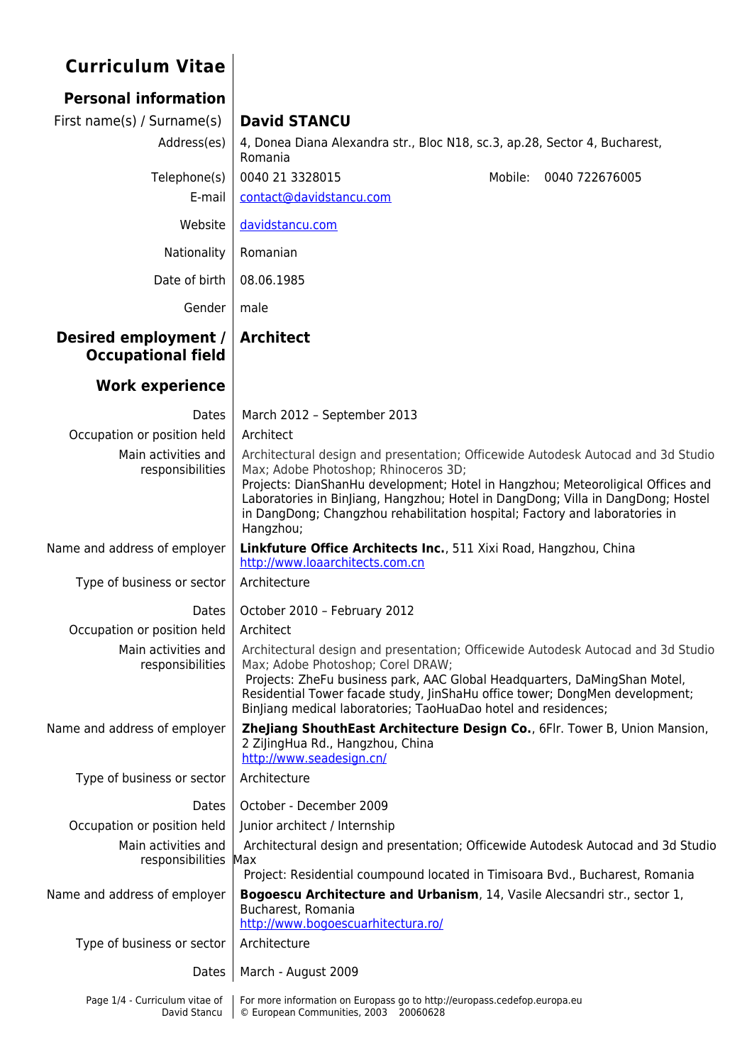# Curriculum Vitae

## Personal information

| | |
|---|---|
| First name(s) / Surname(s) | **David STANCU** |
| Address(es) | 4, Donea Diana Alexandra str., Bloc N18, sc.3, ap.28, Sector 4, Bucharest, Romania |
| Telephone(s) | 0040 21 3328015 Mobile: 0040 722676005 |
| E-mail | contact@davidstancu.com |
| Website | davidstancu.com |
| Nationality | Romanian |
| Date of birth | 08.06.1985 |
| Gender | male |

## Desired employment / Occupational field

**Architect**

## Work experience

| | |
|---|---|
| Dates | March 2012 – September 2013 |
| Occupation or position held | Architect |
| Main activities and responsibilities | Architectural design and presentation; Officewide Autodesk Autocad and 3d Studio Max; Adobe Photoshop; Rhinoceros 3D;<br>Projects: DianShanHu development; Hotel in Hangzhou; Meteoroligical Offices and Laboratories in BinJiang, Hangzhou; Hotel in DangDong; Villa in DangDong; Hostel in DangDong; Changzhou rehabilitation hospital; Factory and laboratories in Hangzhou; |
| Name and address of employer | **Linkfuture Office Architects Inc.**, 511 Xixi Road, Hangzhou, China<br>http://www.loaarchitects.com.cn |
| Type of business or sector | Architecture |

| | |
|---|---|
| Dates | October 2010 – February 2012 |
| Occupation or position held | Architect |
| Main activities and responsibilities | Architectural design and presentation; Officewide Autodesk Autocad and 3d Studio Max; Adobe Photoshop; Corel DRAW;<br>Projects: ZheFu business park, AAC Global Headquarters, DaMingShan Motel, Residential Tower facade study, JinShaHu office tower; DongMen development; BinJiang medical laboratories; TaoHuaDao hotel and residences; |
| Name and address of employer | **ZheJiang ShouthEast Architecture Design Co.**, 6Flr. Tower B, Union Mansion, 2 ZiJingHua Rd., Hangzhou, China<br>http://www.seadesign.cn/ |
| Type of business or sector | Architecture |

| | |
|---|---|
| Dates | October - December 2009 |
| Occupation or position held | Junior architect / Internship |
| Main activities and responsibilities | Architectural design and presentation; Officewide Autodesk Autocad and 3d Studio Max<br>Project: Residential coumpound located in Timisoara Bvd., Bucharest, Romania |
| Name and address of employer | **Bogoescu Architecture and Urbanism**, 14, Vasile Alecsandri str., sector 1, Bucharest, Romania<br>http://www.bogoescuarhitectura.ro/ |
| Type of business or sector | Architecture |

| | |
|---|---|
| Dates | March - August 2009 |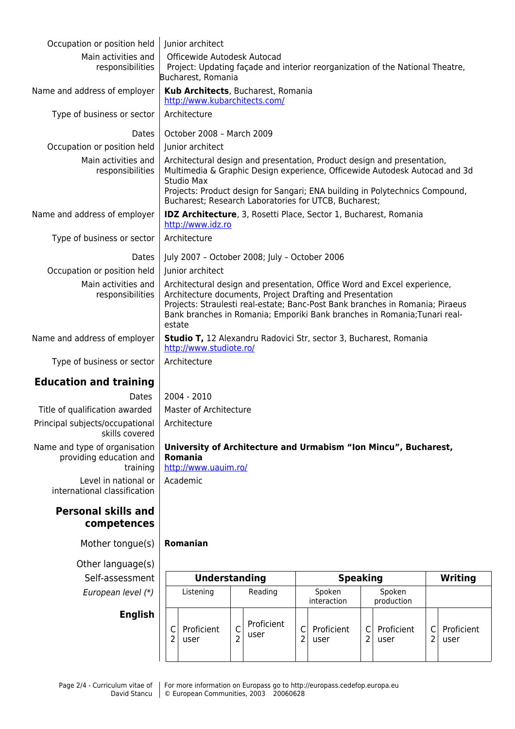| | |
|---|---|
| Occupation or position held | Junior architect |
| Main activities and responsibilities | Officewide Autodesk Autocad<br>Project: Updating façade and interior reorganization of the National Theatre, Bucharest, Romania |
| Name and address of employer | **Kub Architects**, Bucharest, Romania<br>http://www.kubarchitects.com/ |
| Type of business or sector | Architecture |
| Dates | October 2008 – March 2009 |
| Occupation or position held | Junior architect |
| Main activities and responsibilities | Architectural design and presentation, Product design and presentation, Multimedia & Graphic Design experience, Officewide Autodesk Autocad and 3d Studio Max<br>Projects: Product design for Sangari; ENA building in Polytechnics Compound, Bucharest; Research Laboratories for UTCB, Bucharest; |
| Name and address of employer | **IDZ Architecture**, 3, Rosetti Place, Sector 1, Bucharest, Romania<br>http://www.idz.ro |
| Type of business or sector | Architecture |
| Dates | July 2007 – October 2008; July – October 2006 |
| Occupation or position held | Junior architect |
| Main activities and responsibilities | Architectural design and presentation, Office Word and Excel experience, Architecture documents, Project Drafting and Presentation<br>Projects: Straulesti real-estate; Banc-Post Bank branches in Romania; Piraeus Bank branches in Romania; Emporiki Bank branches in Romania;Tunari real-estate |
| Name and address of employer | **Studio T,** 12 Alexandru Radovici Str, sector 3, Bucharest, Romania<br>http://www.studiote.ro/ |
| Type of business or sector | Architecture |

## Education and training

| | |
|---|---|
| Dates | 2004 - 2010 |
| Title of qualification awarded | Master of Architecture |
| Principal subjects/occupational skills covered | Architecture |
| Name and type of organisation providing education and training | **University of Architecture and Urmabism "Ion Mincu", Bucharest, Romania**<br>http://www.uaiim.ro/ |
| Level in national or international classification | Academic |

## Personal skills and competences

Mother tongue(s): **Romanian**

Other language(s)

| Self-assessment | Understanding | | | | Speaking | | | | Writing | |
|---|---|---|---|---|---|---|---|---|---|---|
| *European level (\*)* | Listening | | Reading | | Spoken interaction | | Spoken production | | | |
| **English** | C2 | Proficient user | C2 | Proficient user | C2 | Proficient user | C2 | Proficient user | C2 | Proficient user |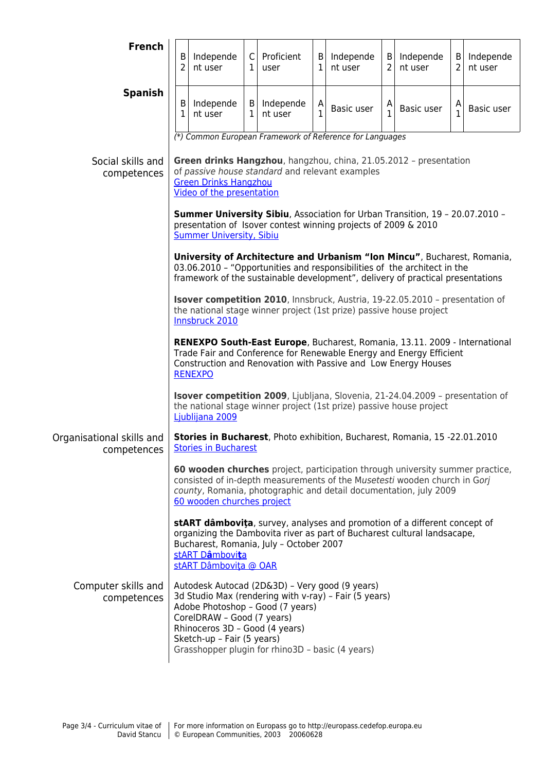| | | | | | | | | | | |
|---|---|---|---|---|---|---|---|---|---|---|
| **French** | B2 | Independent user | C1 | Proficient user | B1 | Independent user | B2 | Independent user | B2 | Independent user |
| **Spanish** | B1 | Independent user | B1 | Independent user | A1 | Basic user | A1 | Basic user | A1 | Basic user |

*(\*) Common European Framework of Reference for Languages*

**Social skills and competences**

**Green drinks Hangzhou**, hangzhou, china, 21.05.2012 – presentation of *passive house standard* and relevant examples
[Green Drinks Hangzhou]
[Video of the presentation]

**Summer University Sibiu**, Association for Urban Transition, 19 – 20.07.2010 – presentation of Isover contest winning projects of 2009 & 2010
[Summer University, Sibiu]

**University of Architecture and Urbanism "Ion Mincu"**, Bucharest, Romania, 03.06.2010 – "Opportunities and responsibilities of the architect in the framework of the sustainable development", delivery of practical presentations

**Isover competition 2010**, Innsbruck, Austria, 19-22.05.2010 – presentation of the national stage winner project (1st prize) passive house project
[Innsbruck 2010]

**RENEXPO South-East Europe**, Bucharest, Romania, 13.11. 2009 - International Trade Fair and Conference for Renewable Energy and Energy Efficient Construction and Renovation with Passive and Low Energy Houses
[RENEXPO]

**Isover competition 2009**, Ljubljana, Slovenia, 21-24.04.2009 – presentation of the national stage winner project (1st prize) passive house project
[Ljublijana 2009]

**Organisational skills and competences**

**Stories in Bucharest**, Photo exhibition, Bucharest, Romania, 15 -22.01.2010
[Stories in Bucharest]

**60 wooden churches** project, participation through university summer practice, consisted of in-depth measurements of the M*usetesti* wooden church in G*orj county*, Romania, photographic and detail documentation, july 2009
[60 wooden churches project]

**stART dâmbovița**, survey, analyses and promotion of a different concept of organizing the Dambovita river as part of Bucharest cultural landsacape, Bucharest, Romania, July – October 2007
[stART Dâmbovița]
[stART Dâmbovița @ OAR]

**Computer skills and competences**

Autodesk Autocad (2D&3D) – Very good (9 years)
3d Studio Max (rendering with v-ray) – Fair (5 years)
Adobe Photoshop – Good (7 years)
CorelDRAW – Good (7 years)
Rhinoceros 3D – Good (4 years)
Sketch-up – Fair (5 years)
Grasshopper plugin for rhino3D – basic (4 years)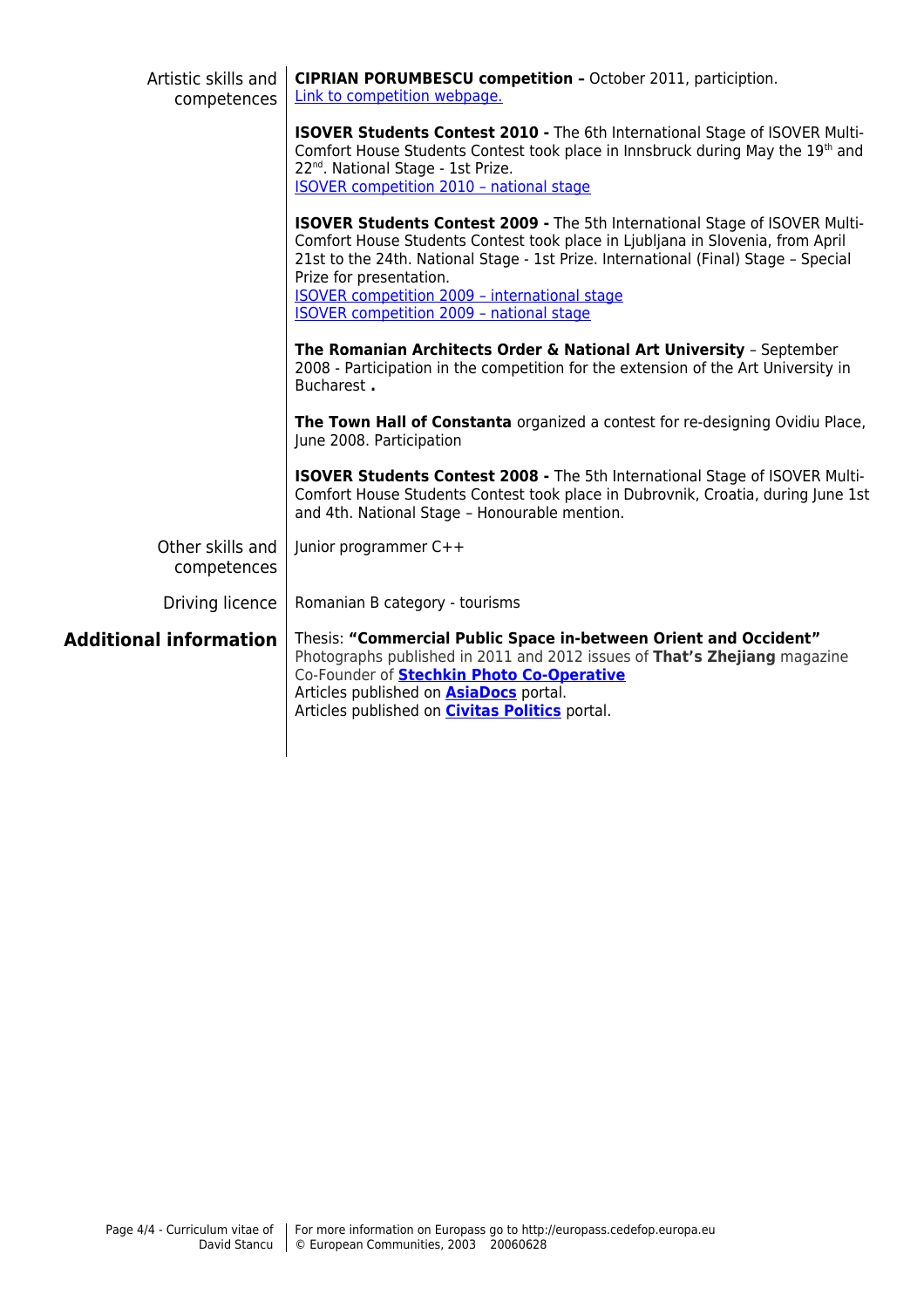**Artistic skills and competences**

**CIPRIAN PORUMBESCU competition –** October 2011, particiption.
Link to competition webpage.

**ISOVER Students Contest 2010 -** The 6th International Stage of ISOVER Multi-Comfort House Students Contest took place in Innsbruck during May the 19th and 22nd. National Stage - 1st Prize.
ISOVER competition 2010 – national stage

**ISOVER Students Contest 2009 -** The 5th International Stage of ISOVER Multi-Comfort House Students Contest took place in Ljubljana in Slovenia, from April 21st to the 24th. National Stage - 1st Prize. International (Final) Stage – Special Prize for presentation.
ISOVER competition 2009 – international stage
ISOVER competition 2009 – national stage

**The Romanian Architects Order & National Art University** – September 2008 - Participation in the competition for the extension of the Art University in Bucharest **.**

**The Town Hall of Constanta** organized a contest for re-designing Ovidiu Place, June 2008. Participation

**ISOVER Students Contest 2008 -** The 5th International Stage of ISOVER Multi-Comfort House Students Contest took place in Dubrovnik, Croatia, during June 1st and 4th. National Stage – Honourable mention.

**Other skills and competences**

Junior programmer C++

**Driving licence**

Romanian B category - tourisms

## Additional information

Thesis: **"Commercial Public Space in-between Orient and Occident"**
Photographs published in 2011 and 2012 issues of **That's Zhejiang** magazine
Co-Founder of **Stechkin Photo Co-Operative**
Articles published on **AsiaDocs** portal.
Articles published on **Civitas Politics** portal.